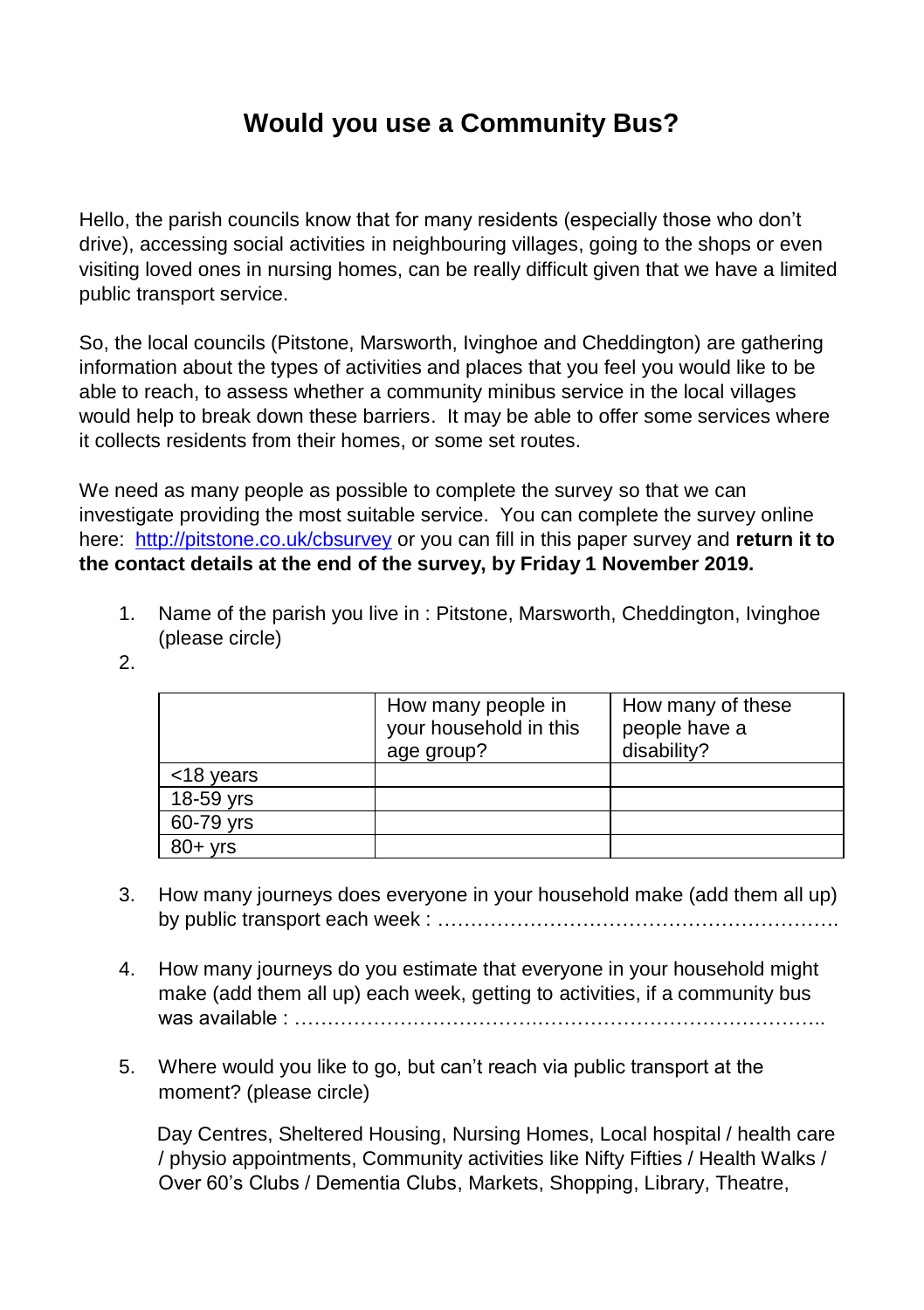# Would you use a Community Bus?

Hello, the parish councils know that for many residents (especially those who don't drive), accessing social activities in neighbouring villages, going to the shops or even visiting loved ones in nursing homes, can be really difficult given that we have a limited public transport service.

So, the local councils (Pitstone, Marsworth, Ivinghoe and Cheddington) are gathering information about the types of activities and places that you feel you would like to be able to reach, to assess whether a community minibus service in the local villages would help to break down these barriers. It may be able to offer some services where it collects residents from their homes, or some set routes.

We need as many people as possible to complete the survey so that we can investigate providing the most suitable service. You can complete the survey online here: [http://pitstone.co.uk/cbsurvey](http://pitstone.co.uk/cbsurvey) or you can fill in this paper survey and **return it to the contact details at the end of the survey, by Friday 1 November 2019.**

1. Name of the parish you live in : Pitstone, Marsworth, Cheddington, Ivinghoe (please circle)
2.

| | How many people in your household in this age group? | How many of these people have a disability? |
|---|---|---|
| <18 years | | |
| 18-59 yrs | | |
| 60-79 yrs | | |
| 80+ yrs | | |

3. How many journeys does everyone in your household make (add them all up) by public transport each week : …………………………………………………….

4. How many journeys do you estimate that everyone in your household might make (add them all up) each week, getting to activities, if a community bus was available : ……………………………………………………………………..

5. Where would you like to go, but can't reach via public transport at the moment? (please circle)

   Day Centres, Sheltered Housing, Nursing Homes, Local hospital / health care / physio appointments, Community activities like Nifty Fifties / Health Walks / Over 60's Clubs / Dementia Clubs, Markets, Shopping, Library, Theatre,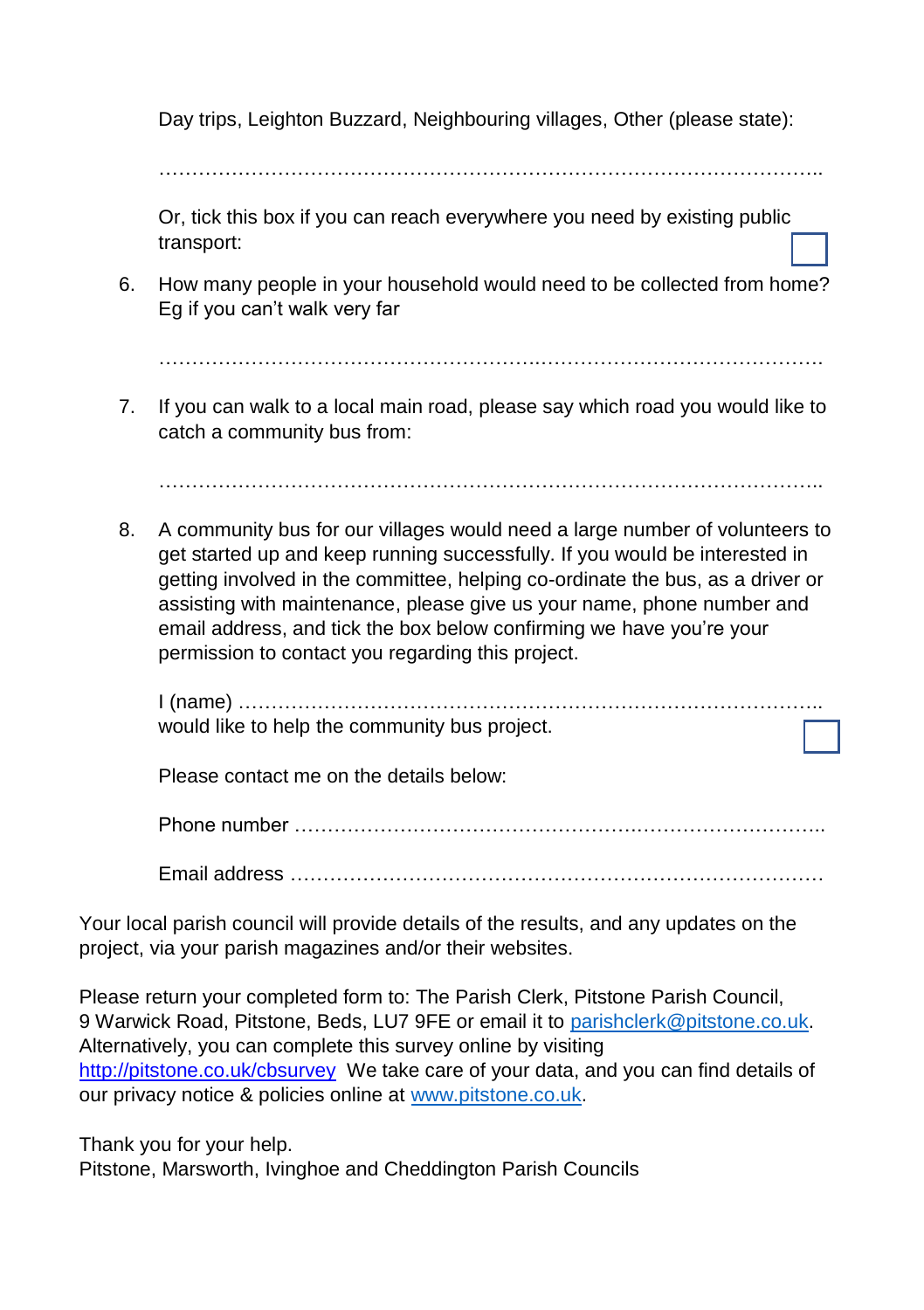Day trips, Leighton Buzzard, Neighbouring villages, Other (please state):

…………………………………………………………………………………………..

Or, tick this box if you can reach everywhere you need by existing public transport: ☐

6. How many people in your household would need to be collected from home? Eg if you can't walk very far

   ………………………………………………..………………………………………

7. If you can walk to a local main road, please say which road you would like to catch a community bus from:

   …………………………………………………………………………………………..

8. A community bus for our villages would need a large number of volunteers to get started up and keep running successfully. If you would be interested in getting involved in the committee, helping co-ordinate the bus, as a driver or assisting with maintenance, please give us your name, phone number and email address, and tick the box below confirming we have you're your permission to contact you regarding this project.

   I (name) …………………………………………………………………………….. would like to help the community bus project. ☐

   Please contact me on the details below:

   Phone number ………………………………………………….……………………..

   Email address ……………………………………………………………………….

Your local parish council will provide details of the results, and any updates on the project, via your parish magazines and/or their websites.

Please return your completed form to: The Parish Clerk, Pitstone Parish Council, 9 Warwick Road, Pitstone, Beds, LU7 9FE or email it to [parishclerk@pitstone.co.uk](mailto:parishclerk@pitstone.co.uk). Alternatively, you can complete this survey online by visiting [http://pitstone.co.uk/cbsurvey](http://pitstone.co.uk/cbsurvey) We take care of your data, and you can find details of our privacy notice & policies online at [www.pitstone.co.uk](http://www.pitstone.co.uk).

Thank you for your help.
Pitstone, Marsworth, Ivinghoe and Cheddington Parish Councils